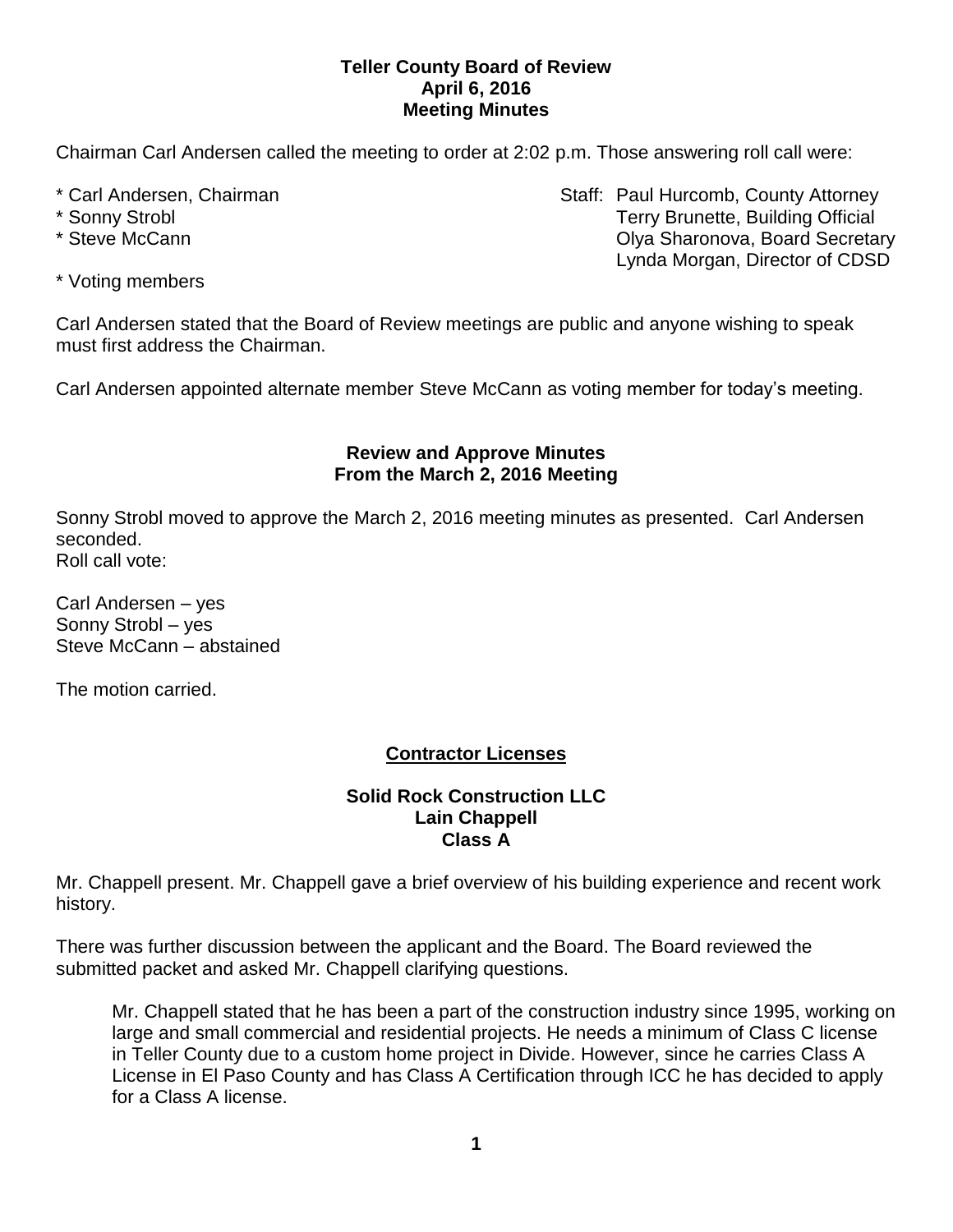**Teller County Board of Review**
**April 6, 2016**
**Meeting Minutes**

Chairman Carl Andersen called the meeting to order at 2:02 p.m. Those answering roll call were:

\* Carl Andersen, Chairman
\* Sonny Strobl
\* Steve McCann

Staff: Paul Hurcomb, County Attorney
Terry Brunette, Building Official
Olya Sharonova, Board Secretary
Lynda Morgan, Director of CDSD

\* Voting members

Carl Andersen stated that the Board of Review meetings are public and anyone wishing to speak must first address the Chairman.

Carl Andersen appointed alternate member Steve McCann as voting member for today's meeting.

## Review and Approve Minutes From the March 2, 2016 Meeting

Sonny Strobl moved to approve the March 2, 2016 meeting minutes as presented. Carl Andersen seconded.
Roll call vote:

Carl Andersen – yes
Sonny Strobl – yes
Steve McCann – abstained

The motion carried.

## <u>Contractor Licenses</u>

### Solid Rock Construction LLC
### Lain Chappell
### Class A

Mr. Chappell present. Mr. Chappell gave a brief overview of his building experience and recent work history.

There was further discussion between the applicant and the Board. The Board reviewed the submitted packet and asked Mr. Chappell clarifying questions.

> Mr. Chappell stated that he has been a part of the construction industry since 1995, working on large and small commercial and residential projects. He needs a minimum of Class C license in Teller County due to a custom home project in Divide. However, since he carries Class A License in El Paso County and has Class A Certification through ICC he has decided to apply for a Class A license.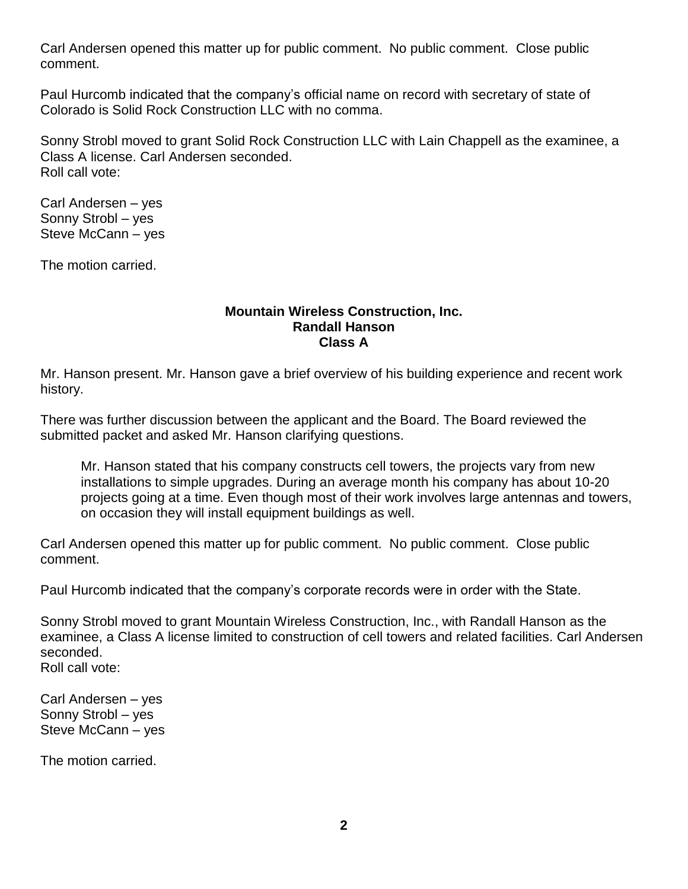Carl Andersen opened this matter up for public comment. No public comment. Close public comment.

Paul Hurcomb indicated that the company's official name on record with secretary of state of Colorado is Solid Rock Construction LLC with no comma.

Sonny Strobl moved to grant Solid Rock Construction LLC with Lain Chappell as the examinee, a Class A license. Carl Andersen seconded.
Roll call vote:

Carl Andersen – yes
Sonny Strobl – yes
Steve McCann – yes

The motion carried.

**Mountain Wireless Construction, Inc.**
**Randall Hanson**
**Class A**

Mr. Hanson present. Mr. Hanson gave a brief overview of his building experience and recent work history.

There was further discussion between the applicant and the Board. The Board reviewed the submitted packet and asked Mr. Hanson clarifying questions.

> Mr. Hanson stated that his company constructs cell towers, the projects vary from new installations to simple upgrades. During an average month his company has about 10-20 projects going at a time. Even though most of their work involves large antennas and towers, on occasion they will install equipment buildings as well.

Carl Andersen opened this matter up for public comment. No public comment. Close public comment.

Paul Hurcomb indicated that the company's corporate records were in order with the State.

Sonny Strobl moved to grant Mountain Wireless Construction, Inc., with Randall Hanson as the examinee, a Class A license limited to construction of cell towers and related facilities. Carl Andersen seconded.
Roll call vote:

Carl Andersen – yes
Sonny Strobl – yes
Steve McCann – yes

The motion carried.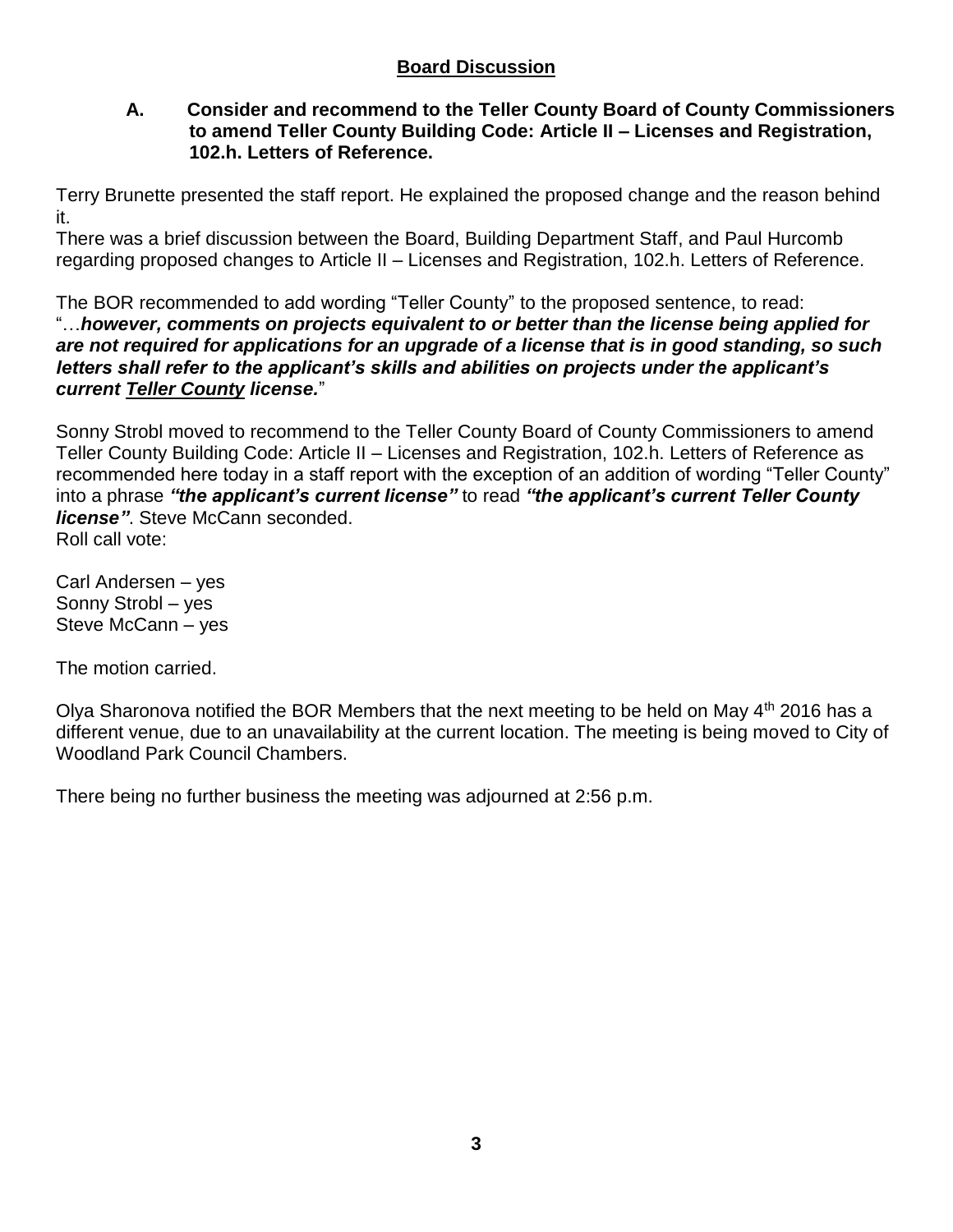## Board Discussion

**A. Consider and recommend to the Teller County Board of County Commissioners to amend Teller County Building Code: Article II – Licenses and Registration, 102.h. Letters of Reference.**

Terry Brunette presented the staff report. He explained the proposed change and the reason behind it.
There was a brief discussion between the Board, Building Department Staff, and Paul Hurcomb regarding proposed changes to Article II – Licenses and Registration, 102.h. Letters of Reference.

The BOR recommended to add wording "Teller County" to the proposed sentence, to read:
"…***however, comments on projects equivalent to or better than the license being applied for are not required for applications for an upgrade of a license that is in good standing, so such letters shall refer to the applicant's skills and abilities on projects under the applicant's current <u>Teller County</u> license.***"

Sonny Strobl moved to recommend to the Teller County Board of County Commissioners to amend Teller County Building Code: Article II – Licenses and Registration, 102.h. Letters of Reference as recommended here today in a staff report with the exception of an addition of wording "Teller County" into a phrase ***"the applicant's current license"*** to read ***"the applicant's current Teller County license"***. Steve McCann seconded.
Roll call vote:

Carl Andersen – yes
Sonny Strobl – yes
Steve McCann – yes

The motion carried.

Olya Sharonova notified the BOR Members that the next meeting to be held on May 4th 2016 has a different venue, due to an unavailability at the current location. The meeting is being moved to City of Woodland Park Council Chambers.

There being no further business the meeting was adjourned at 2:56 p.m.